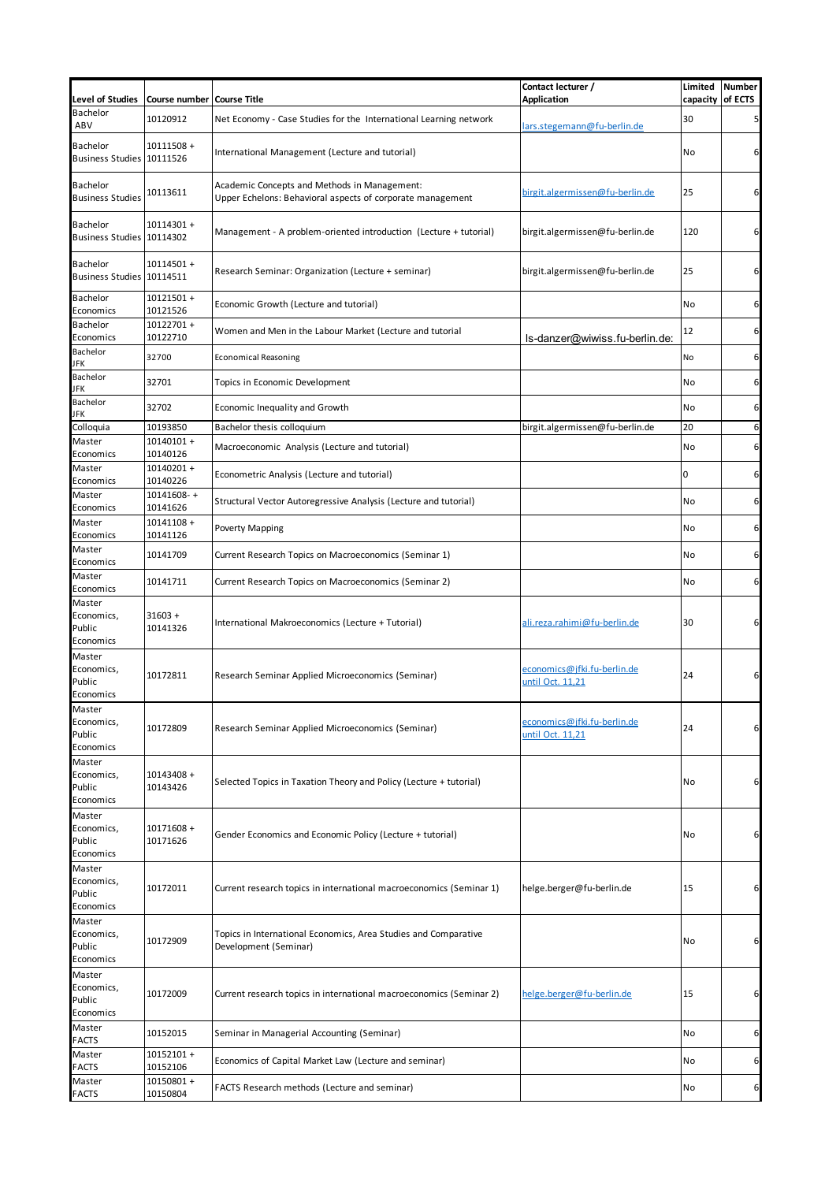| Level of Studies | Course number | Course Title | Contact lecturer / Application | Limited capacity | Number of ECTS |
|---|---|---|---|---|---|
| Bachelor ABV | 10120912 | Net Economy - Case Studies for the International Learning network | lars.stegemann@fu-berlin.de | 30 | 5 |
| Bachelor Business Studies | 10111508 + 10111526 | International Management (Lecture and tutorial) | | No | 6 |
| Bachelor Business Studies | 10113611 | Academic Concepts and Methods in Management: Upper Echelons: Behavioral aspects of corporate management | birgit.algermissen@fu-berlin.de | 25 | 6 |
| Bachelor Business Studies | 10114301 + 10114302 | Management - A problem-oriented introduction (Lecture + tutorial) | birgit.algermissen@fu-berlin.de | 120 | 6 |
| Bachelor Business Studies | 10114501 + 10114511 | Research Seminar: Organization (Lecture + seminar) | birgit.algermissen@fu-berlin.de | 25 | 6 |
| Bachelor Economics | 10121501 + 10121526 | Economic Growth (Lecture and tutorial) | | No | 6 |
| Bachelor Economics | 10122701 + 10122710 | Women and Men in the Labour Market (Lecture and tutorial | ls-danzer@wiwiss.fu-berlin.de: | 12 | 6 |
| Bachelor JFK | 32700 | Economical Reasoning | | No | 6 |
| Bachelor JFK | 32701 | Topics in Economic Development | | No | 6 |
| Bachelor JFK | 32702 | Economic Inequality and Growth | | No | 6 |
| Colloquia | 10193850 | Bachelor thesis colloquium | birgit.algermissen@fu-berlin.de | 20 | 6 |
| Master Economics | 10140101 + 10140126 | Macroeconomic Analysis (Lecture and tutorial) | | No | 6 |
| Master Economics | 10140201 + 10140226 | Econometric Analysis (Lecture and tutorial) | | 0 | 6 |
| Master Economics | 10141608- + 10141626 | Structural Vector Autoregressive Analysis (Lecture and tutorial) | | No | 6 |
| Master Economics | 10141108 + 10141126 | Poverty Mapping | | No | 6 |
| Master Economics | 10141709 | Current Research Topics on Macroeconomics (Seminar 1) | | No | 6 |
| Master Economics | 10141711 | Current Research Topics on Macroeconomics (Seminar 2) | | No | 6 |
| Master Economics, Public Economics | 31603 + 10141326 | International Makroeconomics (Lecture + Tutorial) | ali.reza.rahimi@fu-berlin.de | 30 | 6 |
| Master Economics, Public Economics | 10172811 | Research Seminar Applied Microeconomics (Seminar) | economics@jfki.fu-berlin.de until Oct. 11,21 | 24 | 6 |
| Master Economics, Public Economics | 10172809 | Research Seminar Applied Microeconomics (Seminar) | economics@jfki.fu-berlin.de until Oct. 11,21 | 24 | 6 |
| Master Economics, Public Economics | 10143408 + 10143426 | Selected Topics in Taxation Theory and Policy (Lecture + tutorial) | | No | 6 |
| Master Economics, Public Economics | 10171608 + 10171626 | Gender Economics and Economic Policy (Lecture + tutorial) | | No | 6 |
| Master Economics, Public Economics | 10172011 | Current research topics in international macroeconomics (Seminar 1) | helge.berger@fu-berlin.de | 15 | 6 |
| Master Economics, Public Economics | 10172909 | Topics in International Economics, Area Studies and Comparative Development (Seminar) | | No | 6 |
| Master Economics, Public Economics | 10172009 | Current research topics in international macroeconomics (Seminar 2) | helge.berger@fu-berlin.de | 15 | 6 |
| Master FACTS | 10152015 | Seminar in Managerial Accounting (Seminar) | | No | 6 |
| Master FACTS | 10152101 + 10152106 | Economics of Capital Market Law (Lecture and seminar) | | No | 6 |
| Master FACTS | 10150801 + 10150804 | FACTS Research methods (Lecture and seminar) | | No | 6 |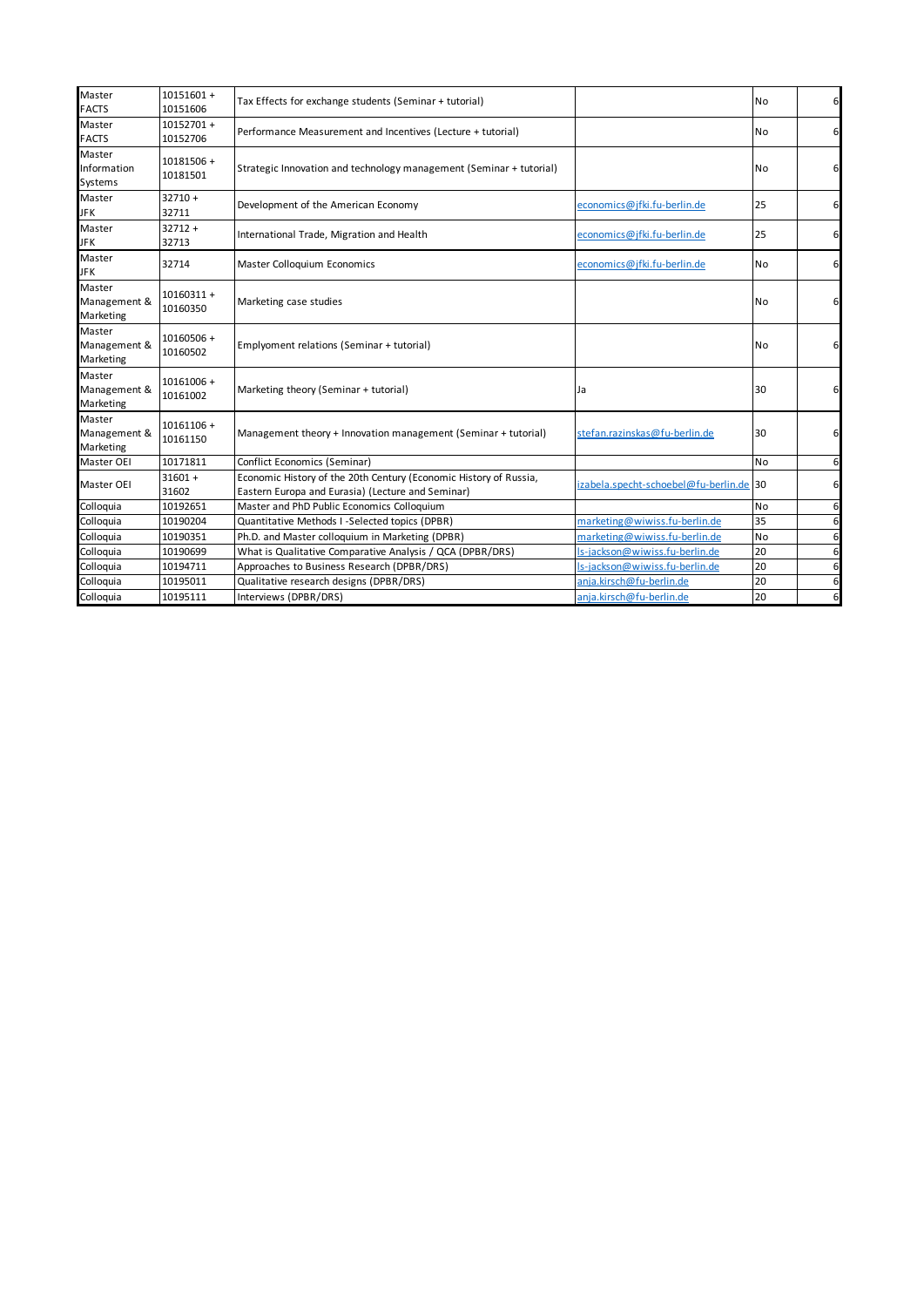| | | | | | |
|---|---|---|---|---|---|
| Master FACTS | 10151601 + 10151606 | Tax Effects for exchange students (Seminar + tutorial) | | No | 6 |
| Master FACTS | 10152701 + 10152706 | Performance Measurement and Incentives (Lecture + tutorial) | | No | 6 |
| Master Information Systems | 10181506 + 10181501 | Strategic Innovation and technology management (Seminar + tutorial) | | No | 6 |
| Master JFK | 32710 + 32711 | Development of the American Economy | economics@jfki.fu-berlin.de | 25 | 6 |
| Master JFK | 32712 + 32713 | International Trade, Migration and Health | economics@jfki.fu-berlin.de | 25 | 6 |
| Master JFK | 32714 | Master Colloquium Economics | economics@jfki.fu-berlin.de | No | 6 |
| Master Management & Marketing | 10160311 + 10160350 | Marketing case studies | | No | 6 |
| Master Management & Marketing | 10160506 + 10160502 | Emplyoment relations (Seminar + tutorial) | | No | 6 |
| Master Management & Marketing | 10161006 + 10161002 | Marketing theory (Seminar + tutorial) | Ja | 30 | 6 |
| Master Management & Marketing | 10161106 + 10161150 | Management theory + Innovation management (Seminar + tutorial) | stefan.razinskas@fu-berlin.de | 30 | 6 |
| Master OEI | 10171811 | Conflict Economics (Seminar) | | No | 6 |
| Master OEI | 31601 + 31602 | Economic History of the 20th Century (Economic History of Russia, Eastern Europa and Eurasia) (Lecture and Seminar) | izabela.specht-schoebel@fu-berlin.de | 30 | 6 |
| Colloquia | 10192651 | Master and PhD Public Economics Colloquium | | No | 6 |
| Colloquia | 10190204 | Quantitative Methods I -Selected topics (DPBR) | marketing@wiwiss.fu-berlin.de | 35 | 6 |
| Colloquia | 10190351 | Ph.D. and Master colloquium in Marketing (DPBR) | marketing@wiwiss.fu-berlin.de | No | 6 |
| Colloquia | 10190699 | What is Qualitative Comparative Analysis / QCA (DPBR/DRS) | ls-jackson@wiwiss.fu-berlin.de | 20 | 6 |
| Colloquia | 10194711 | Approaches to Business Research (DPBR/DRS) | ls-jackson@wiwiss.fu-berlin.de | 20 | 6 |
| Colloquia | 10195011 | Qualitative research designs (DPBR/DRS) | anja.kirsch@fu-berlin.de | 20 | 6 |
| Colloquia | 10195111 | Interviews (DPBR/DRS) | anja.kirsch@fu-berlin.de | 20 | 6 |